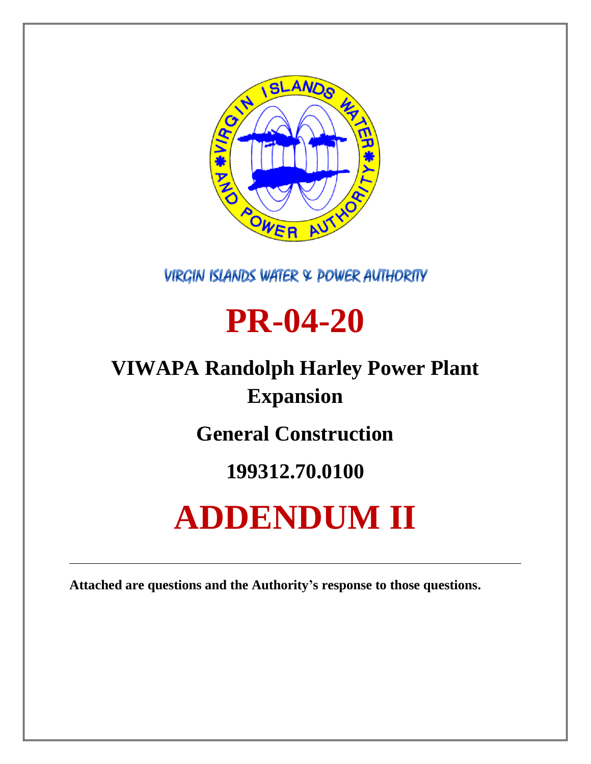VIRGIN ISLANDS WATER & POWER AUTHORITY

# PR-04-20

## VIWAPA Randolph Harley Power Plant Expansion

## General Construction

## 199312.70.0100

# ADDENDUM II

---

**Attached are questions and the Authority's response to those questions.**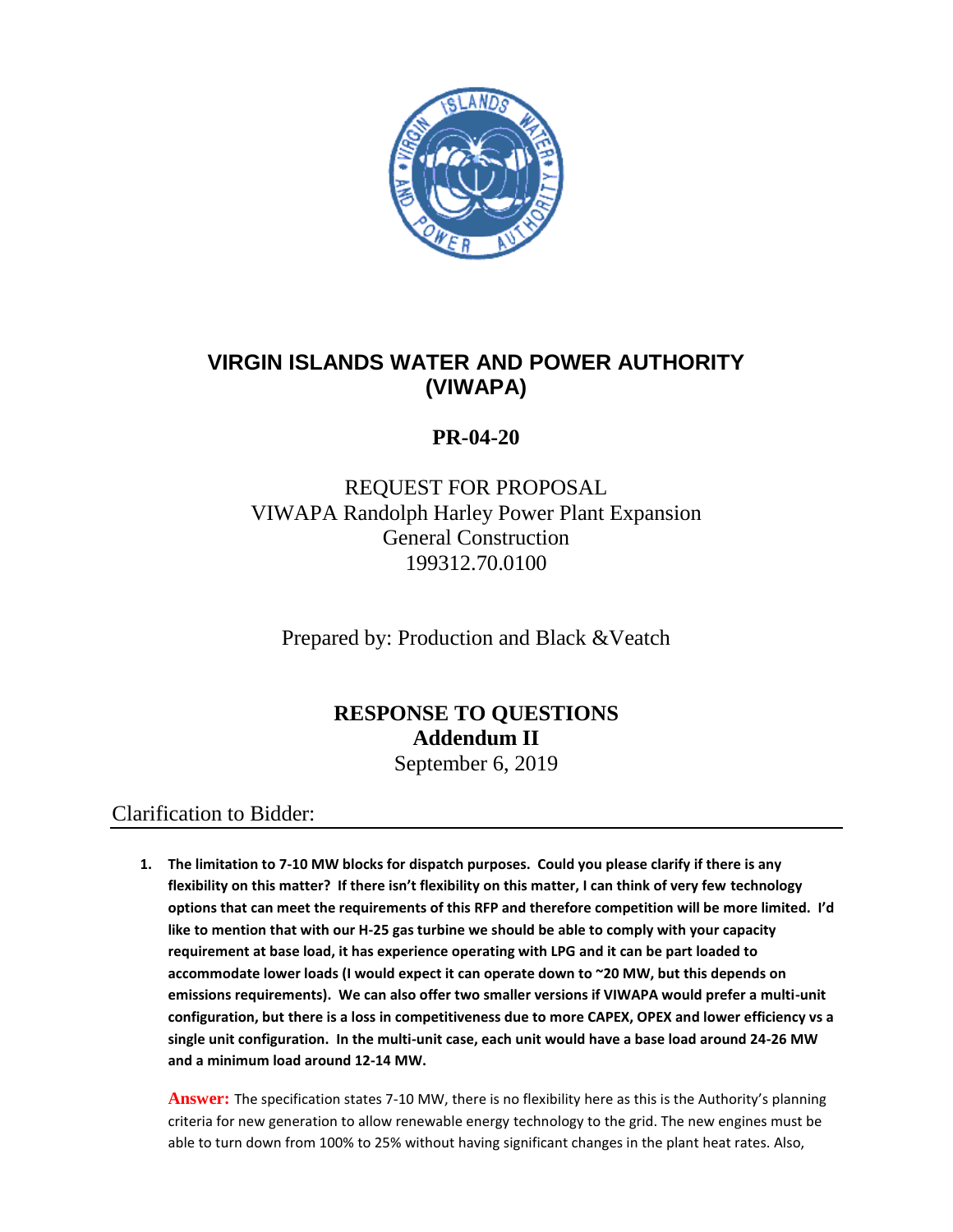# VIRGIN ISLANDS WATER AND POWER AUTHORITY (VIWAPA)

## PR-04-20

REQUEST FOR PROPOSAL
VIWAPA Randolph Harley Power Plant Expansion
General Construction
199312.70.0100

Prepared by: Production and Black &Veatch

## RESPONSE TO QUESTIONS
## Addendum II
September 6, 2019

## Clarification to Bidder:

1. **The limitation to 7-10 MW blocks for dispatch purposes. Could you please clarify if there is any flexibility on this matter? If there isn't flexibility on this matter, I can think of very few technology options that can meet the requirements of this RFP and therefore competition will be more limited. I'd like to mention that with our H-25 gas turbine we should be able to comply with your capacity requirement at base load, it has experience operating with LPG and it can be part loaded to accommodate lower loads (I would expect it can operate down to ~20 MW, but this depends on emissions requirements). We can also offer two smaller versions if VIWAPA would prefer a multi-unit configuration, but there is a loss in competitiveness due to more CAPEX, OPEX and lower efficiency vs a single unit configuration. In the multi-unit case, each unit would have a base load around 24-26 MW and a minimum load around 12-14 MW.**

   **Answer:** The specification states 7-10 MW, there is no flexibility here as this is the Authority's planning criteria for new generation to allow renewable energy technology to the grid. The new engines must be able to turn down from 100% to 25% without having significant changes in the plant heat rates. Also,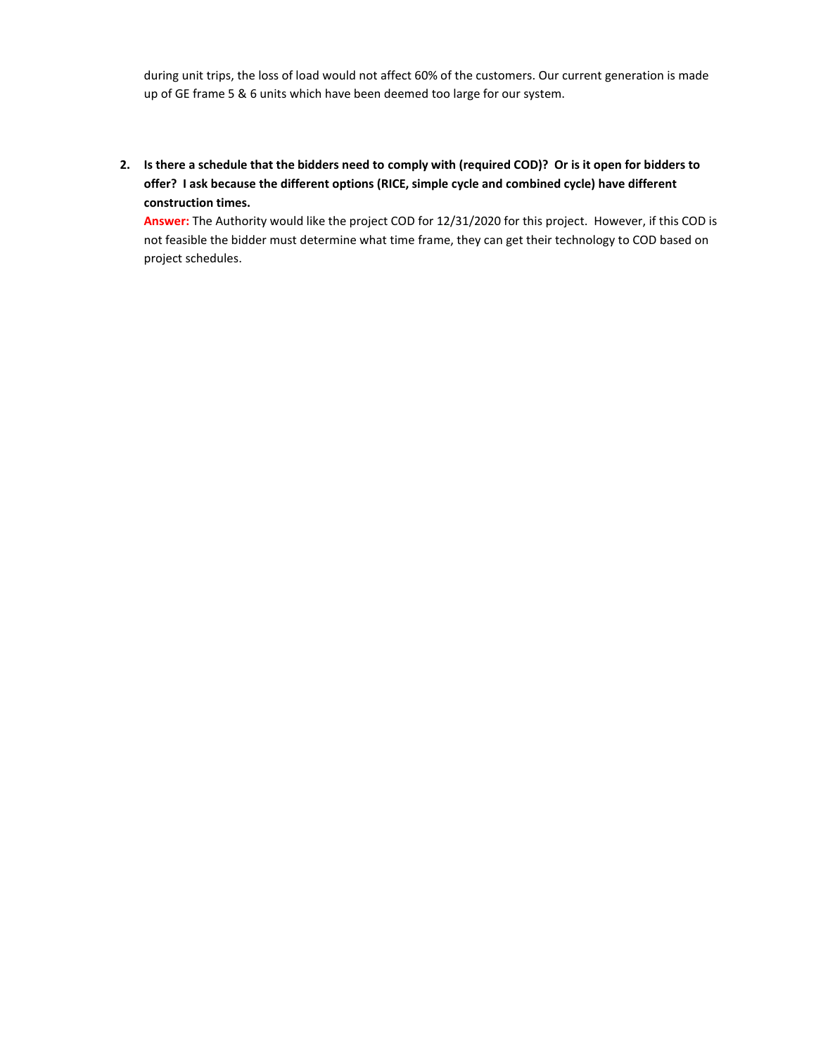during unit trips, the loss of load would not affect 60% of the customers. Our current generation is made up of GE frame 5 & 6 units which have been deemed too large for our system.

2. **Is there a schedule that the bidders need to comply with (required COD)? Or is it open for bidders to offer? I ask because the different options (RICE, simple cycle and combined cycle) have different construction times.**
   **Answer:** The Authority would like the project COD for 12/31/2020 for this project. However, if this COD is not feasible the bidder must determine what time frame, they can get their technology to COD based on project schedules.